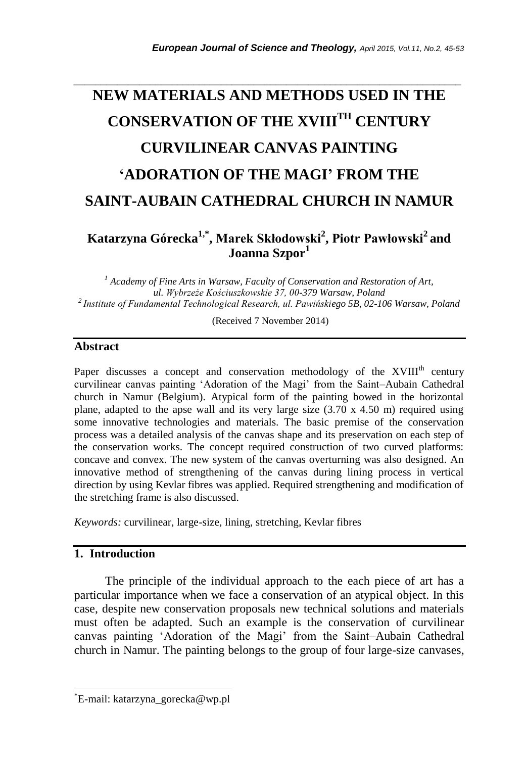# NEW MATERIALS AND METHODS USED IN THE CONSERVATION OF THE XVIII$^{TH}$ CENTURY CURVILINEAR CANVAS PAINTING 'ADORATION OF THE MAGI' FROM THE SAINT-AUBAIN CATHEDRAL CHURCH IN NAMUR

**Katarzyna Górecka[1,*], Marek Skłodowski[2], Piotr Pawłowski[2] and Joanna Szpor[1]**

*[1] Academy of Fine Arts in Warsaw, Faculty of Conservation and Restoration of Art, ul. Wybrzeże Kościuszkowskie 37, 00-379 Warsaw, Poland*
*[2] Institute of Fundamental Technological Research, ul. Pawińskiego 5B, 02-106 Warsaw, Poland*

(Received 7 November 2014)

## Abstract

Paper discusses a concept and conservation methodology of the XVIII$^{th}$ century curvilinear canvas painting 'Adoration of the Magi' from the Saint–Aubain Cathedral church in Namur (Belgium). Atypical form of the painting bowed in the horizontal plane, adapted to the apse wall and its very large size (3.70 x 4.50 m) required using some innovative technologies and materials. The basic premise of the conservation process was a detailed analysis of the canvas shape and its preservation on each step of the conservation works. The concept required construction of two curved platforms: concave and convex. The new system of the canvas overturning was also designed. An innovative method of strengthening of the canvas during lining process in vertical direction by using Kevlar fibres was applied. Required strengthening and modification of the stretching frame is also discussed.

*Keywords:* curvilinear, large-size, lining, stretching, Kevlar fibres

## 1. Introduction

The principle of the individual approach to the each piece of art has a particular importance when we face a conservation of an atypical object. In this case, despite new conservation proposals new technical solutions and materials must often be adapted. Such an example is the conservation of curvilinear canvas painting 'Adoration of the Magi' from the Saint–Aubain Cathedral church in Namur. The painting belongs to the group of four large-size canvases,

---

[*] E-mail: katarzyna_gorecka@wp.pl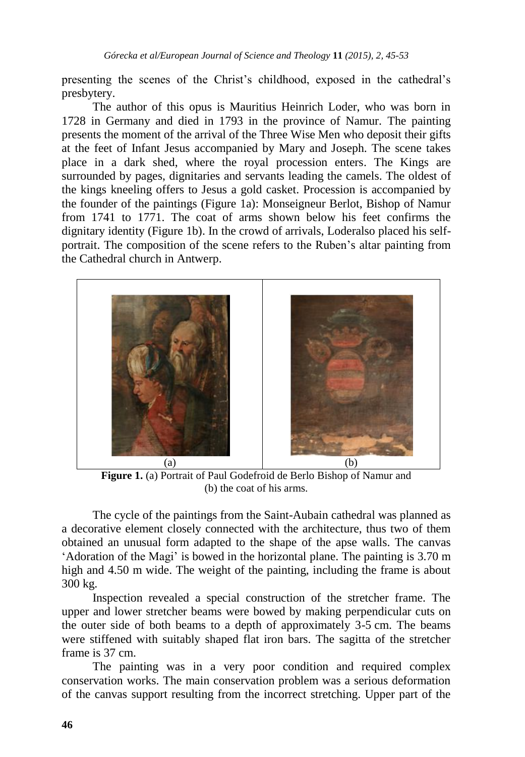presenting the scenes of the Christ's childhood, exposed in the cathedral's presbytery.

The author of this opus is Mauritius Heinrich Loder, who was born in 1728 in Germany and died in 1793 in the province of Namur. The painting presents the moment of the arrival of the Three Wise Men who deposit their gifts at the feet of Infant Jesus accompanied by Mary and Joseph. The scene takes place in a dark shed, where the royal procession enters. The Kings are surrounded by pages, dignitaries and servants leading the camels. The oldest of the kings kneeling offers to Jesus a gold casket. Procession is accompanied by the founder of the paintings (Figure 1a): Monseigneur Berlot, Bishop of Namur from 1741 to 1771. The coat of arms shown below his feet confirms the dignitary identity (Figure 1b). In the crowd of arrivals, Loderalso placed his self-portrait. The composition of the scene refers to the Ruben's altar painting from the Cathedral church in Antwerp.

(a) (b)

**Figure 1.** (a) Portrait of Paul Godefroid de Berlo Bishop of Namur and (b) the coat of his arms.

The cycle of the paintings from the Saint-Aubain cathedral was planned as a decorative element closely connected with the architecture, thus two of them obtained an unusual form adapted to the shape of the apse walls. The canvas 'Adoration of the Magi' is bowed in the horizontal plane. The painting is 3.70 m high and 4.50 m wide. The weight of the painting, including the frame is about 300 kg.

Inspection revealed a special construction of the stretcher frame. The upper and lower stretcher beams were bowed by making perpendicular cuts on the outer side of both beams to a depth of approximately 3-5 cm. The beams were stiffened with suitably shaped flat iron bars. The sagitta of the stretcher frame is 37 cm.

The painting was in a very poor condition and required complex conservation works. The main conservation problem was a serious deformation of the canvas support resulting from the incorrect stretching. Upper part of the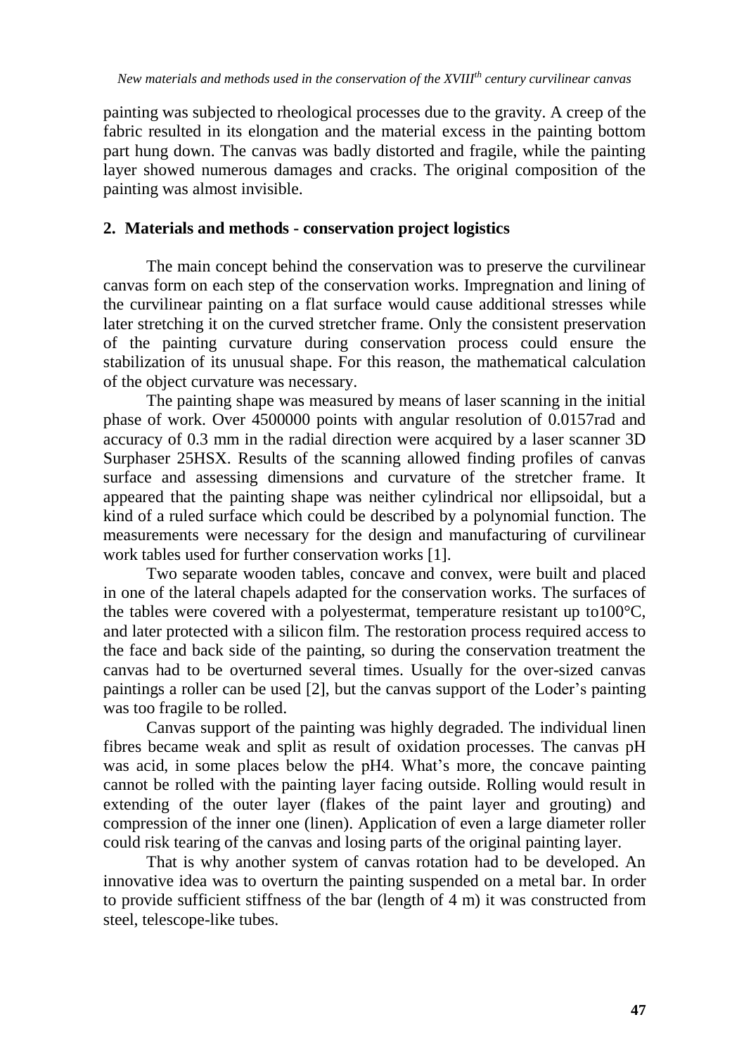painting was subjected to rheological processes due to the gravity. A creep of the fabric resulted in its elongation and the material excess in the painting bottom part hung down. The canvas was badly distorted and fragile, while the painting layer showed numerous damages and cracks. The original composition of the painting was almost invisible.

## 2. Materials and methods - conservation project logistics

The main concept behind the conservation was to preserve the curvilinear canvas form on each step of the conservation works. Impregnation and lining of the curvilinear painting on a flat surface would cause additional stresses while later stretching it on the curved stretcher frame. Only the consistent preservation of the painting curvature during conservation process could ensure the stabilization of its unusual shape. For this reason, the mathematical calculation of the object curvature was necessary.

The painting shape was measured by means of laser scanning in the initial phase of work. Over 4500000 points with angular resolution of 0.0157rad and accuracy of 0.3 mm in the radial direction were acquired by a laser scanner 3D Surphaser 25HSX. Results of the scanning allowed finding profiles of canvas surface and assessing dimensions and curvature of the stretcher frame. It appeared that the painting shape was neither cylindrical nor ellipsoidal, but a kind of a ruled surface which could be described by a polynomial function. The measurements were necessary for the design and manufacturing of curvilinear work tables used for further conservation works [1].

Two separate wooden tables, concave and convex, were built and placed in one of the lateral chapels adapted for the conservation works. The surfaces of the tables were covered with a polyestermat, temperature resistant up to100°C, and later protected with a silicon film. The restoration process required access to the face and back side of the painting, so during the conservation treatment the canvas had to be overturned several times. Usually for the over-sized canvas paintings a roller can be used [2], but the canvas support of the Loder's painting was too fragile to be rolled.

Canvas support of the painting was highly degraded. The individual linen fibres became weak and split as result of oxidation processes. The canvas pH was acid, in some places below the pH4. What's more, the concave painting cannot be rolled with the painting layer facing outside. Rolling would result in extending of the outer layer (flakes of the paint layer and grouting) and compression of the inner one (linen). Application of even a large diameter roller could risk tearing of the canvas and losing parts of the original painting layer.

That is why another system of canvas rotation had to be developed. An innovative idea was to overturn the painting suspended on a metal bar. In order to provide sufficient stiffness of the bar (length of 4 m) it was constructed from steel, telescope-like tubes.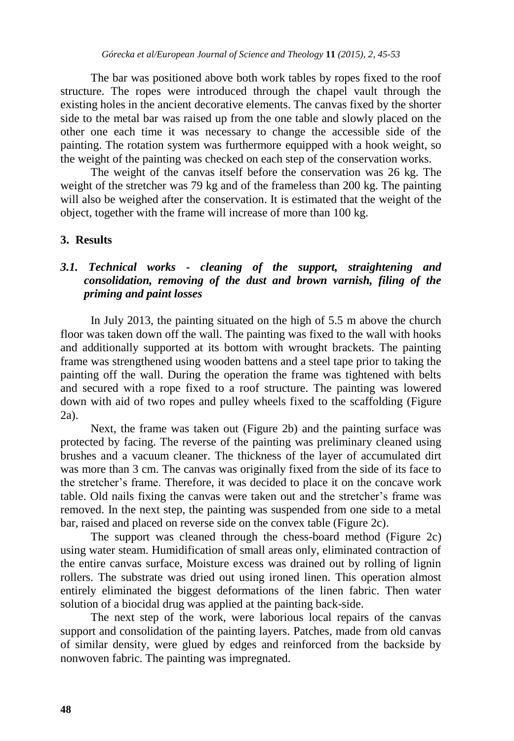The bar was positioned above both work tables by ropes fixed to the roof structure. The ropes were introduced through the chapel vault through the existing holes in the ancient decorative elements. The canvas fixed by the shorter side to the metal bar was raised up from the one table and slowly placed on the other one each time it was necessary to change the accessible side of the painting. The rotation system was furthermore equipped with a hook weight, so the weight of the painting was checked on each step of the conservation works.

The weight of the canvas itself before the conservation was 26 kg. The weight of the stretcher was 79 kg and of the frameless than 200 kg. The painting will also be weighed after the conservation. It is estimated that the weight of the object, together with the frame will increase of more than 100 kg.

## 3. Results

### *3.1. Technical works - cleaning of the support, straightening and consolidation, removing of the dust and brown varnish, filing of the priming and paint losses*

In July 2013, the painting situated on the high of 5.5 m above the church floor was taken down off the wall. The painting was fixed to the wall with hooks and additionally supported at its bottom with wrought brackets. The painting frame was strengthened using wooden battens and a steel tape prior to taking the painting off the wall. During the operation the frame was tightened with belts and secured with a rope fixed to a roof structure. The painting was lowered down with aid of two ropes and pulley wheels fixed to the scaffolding (Figure 2a).

Next, the frame was taken out (Figure 2b) and the painting surface was protected by facing. The reverse of the painting was preliminary cleaned using brushes and a vacuum cleaner. The thickness of the layer of accumulated dirt was more than 3 cm. The canvas was originally fixed from the side of its face to the stretcher's frame. Therefore, it was decided to place it on the concave work table. Old nails fixing the canvas were taken out and the stretcher's frame was removed. In the next step, the painting was suspended from one side to a metal bar, raised and placed on reverse side on the convex table (Figure 2c).

The support was cleaned through the chess-board method (Figure 2c) using water steam. Humidification of small areas only, eliminated contraction of the entire canvas surface, Moisture excess was drained out by rolling of lignin rollers. The substrate was dried out using ironed linen. This operation almost entirely eliminated the biggest deformations of the linen fabric. Then water solution of a biocidal drug was applied at the painting back-side.

The next step of the work, were laborious local repairs of the canvas support and consolidation of the painting layers. Patches, made from old canvas of similar density, were glued by edges and reinforced from the backside by nonwoven fabric. The painting was impregnated.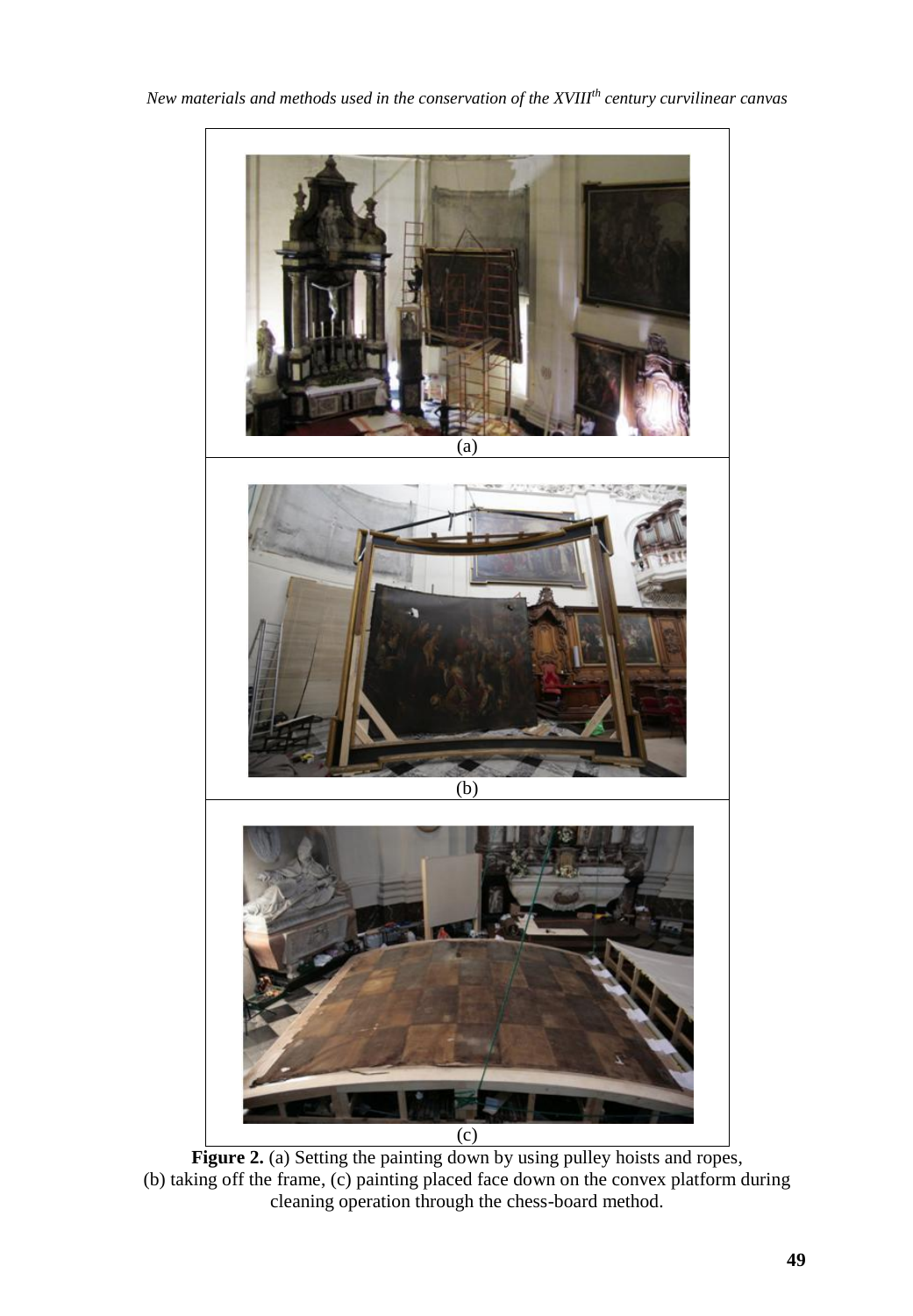(a)

(b)

(c)

**Figure 2.** (a) Setting the painting down by using pulley hoists and ropes, (b) taking off the frame, (c) painting placed face down on the convex platform during cleaning operation through the chess-board method.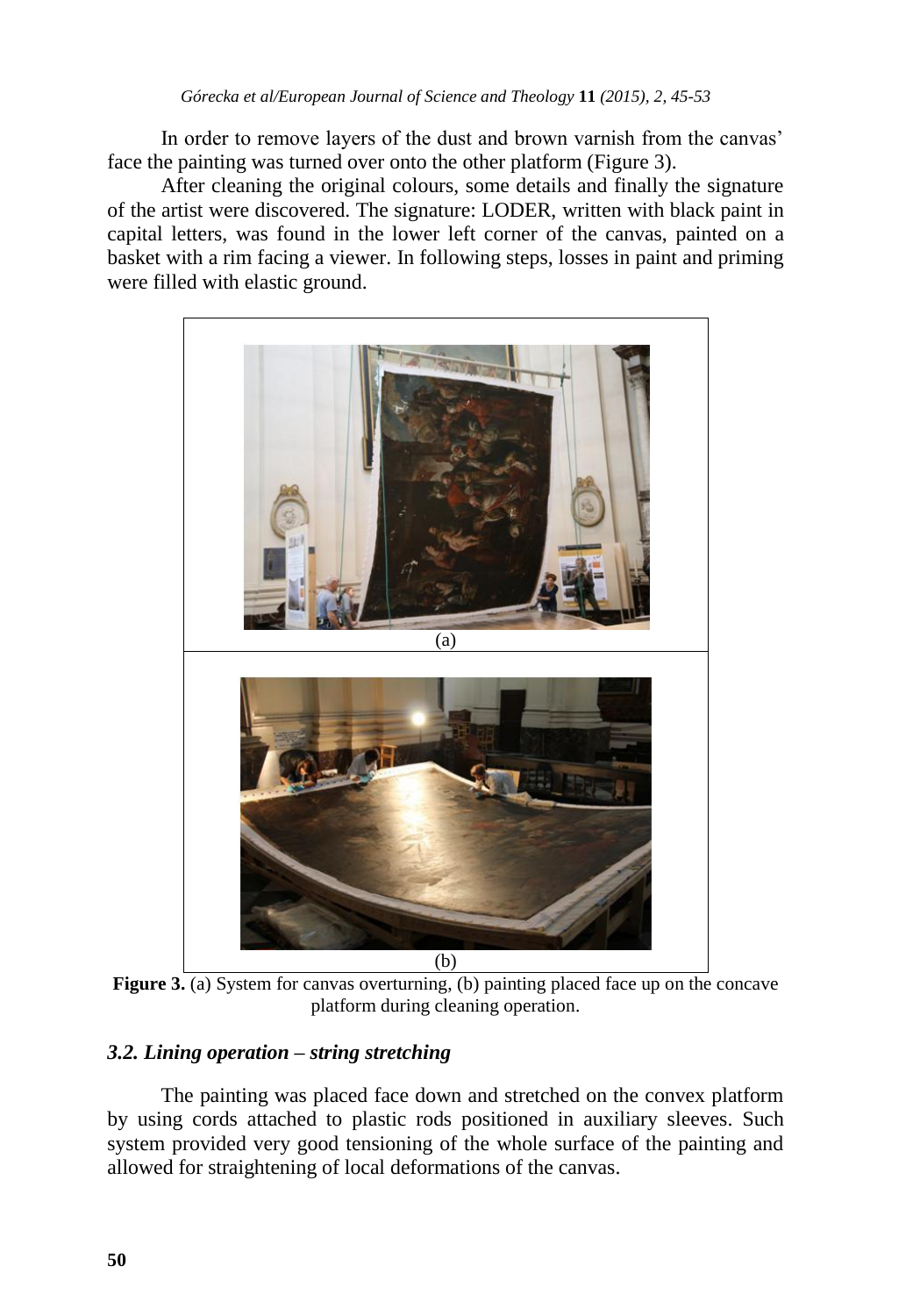In order to remove layers of the dust and brown varnish from the canvas' face the painting was turned over onto the other platform (Figure 3).

After cleaning the original colours, some details and finally the signature of the artist were discovered. The signature: LODER, written with black paint in capital letters, was found in the lower left corner of the canvas, painted on a basket with a rim facing a viewer. In following steps, losses in paint and priming were filled with elastic ground.

(a)

(b)

**Figure 3.** (a) System for canvas overturning, (b) painting placed face up on the concave platform during cleaning operation.

### *3.2. Lining operation – string stretching*

The painting was placed face down and stretched on the convex platform by using cords attached to plastic rods positioned in auxiliary sleeves. Such system provided very good tensioning of the whole surface of the painting and allowed for straightening of local deformations of the canvas.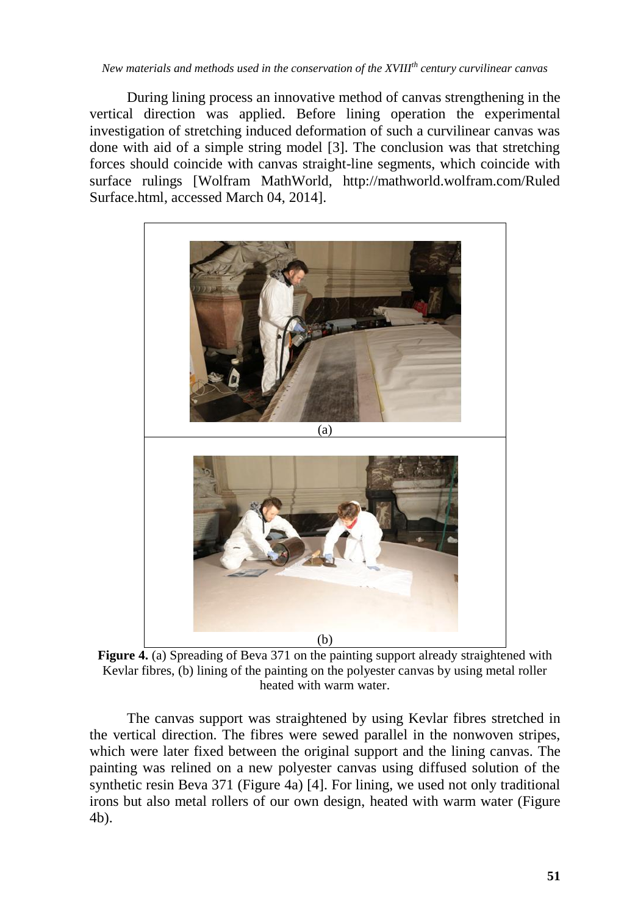During lining process an innovative method of canvas strengthening in the vertical direction was applied. Before lining operation the experimental investigation of stretching induced deformation of such a curvilinear canvas was done with aid of a simple string model [3]. The conclusion was that stretching forces should coincide with canvas straight-line segments, which coincide with surface rulings [Wolfram MathWorld, http://mathworld.wolfram.com/Ruled Surface.html, accessed March 04, 2014].

(a)

(b)

**Figure 4.** (a) Spreading of Beva 371 on the painting support already straightened with Kevlar fibres, (b) lining of the painting on the polyester canvas by using metal roller heated with warm water.

The canvas support was straightened by using Kevlar fibres stretched in the vertical direction. The fibres were sewed parallel in the nonwoven stripes, which were later fixed between the original support and the lining canvas. The painting was relined on a new polyester canvas using diffused solution of the synthetic resin Beva 371 (Figure 4a) [4]. For lining, we used not only traditional irons but also metal rollers of our own design, heated with warm water (Figure 4b).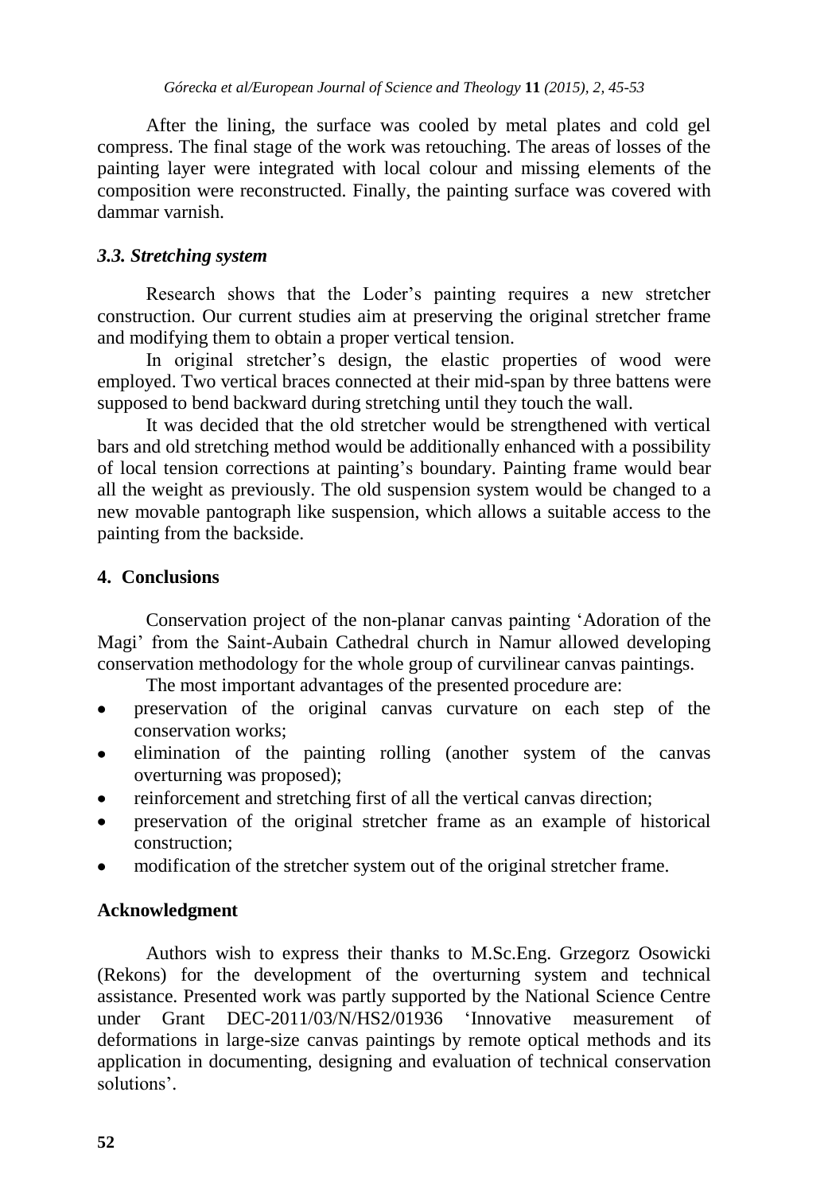After the lining, the surface was cooled by metal plates and cold gel compress. The final stage of the work was retouching. The areas of losses of the painting layer were integrated with local colour and missing elements of the composition were reconstructed. Finally, the painting surface was covered with dammar varnish.

### *3.3. Stretching system*

Research shows that the Loder's painting requires a new stretcher construction. Our current studies aim at preserving the original stretcher frame and modifying them to obtain a proper vertical tension.

In original stretcher's design, the elastic properties of wood were employed. Two vertical braces connected at their mid-span by three battens were supposed to bend backward during stretching until they touch the wall.

It was decided that the old stretcher would be strengthened with vertical bars and old stretching method would be additionally enhanced with a possibility of local tension corrections at painting's boundary. Painting frame would bear all the weight as previously. The old suspension system would be changed to a new movable pantograph like suspension, which allows a suitable access to the painting from the backside.

## 4. Conclusions

Conservation project of the non-planar canvas painting 'Adoration of the Magi' from the Saint-Aubain Cathedral church in Namur allowed developing conservation methodology for the whole group of curvilinear canvas paintings.

The most important advantages of the presented procedure are:

- preservation of the original canvas curvature on each step of the conservation works;
- elimination of the painting rolling (another system of the canvas overturning was proposed);
- reinforcement and stretching first of all the vertical canvas direction;
- preservation of the original stretcher frame as an example of historical construction;
- modification of the stretcher system out of the original stretcher frame.

## Acknowledgment

Authors wish to express their thanks to M.Sc.Eng. Grzegorz Osowicki (Rekons) for the development of the overturning system and technical assistance. Presented work was partly supported by the National Science Centre under Grant DEC-2011/03/N/HS2/01936 'Innovative measurement of deformations in large-size canvas paintings by remote optical methods and its application in documenting, designing and evaluation of technical conservation solutions'.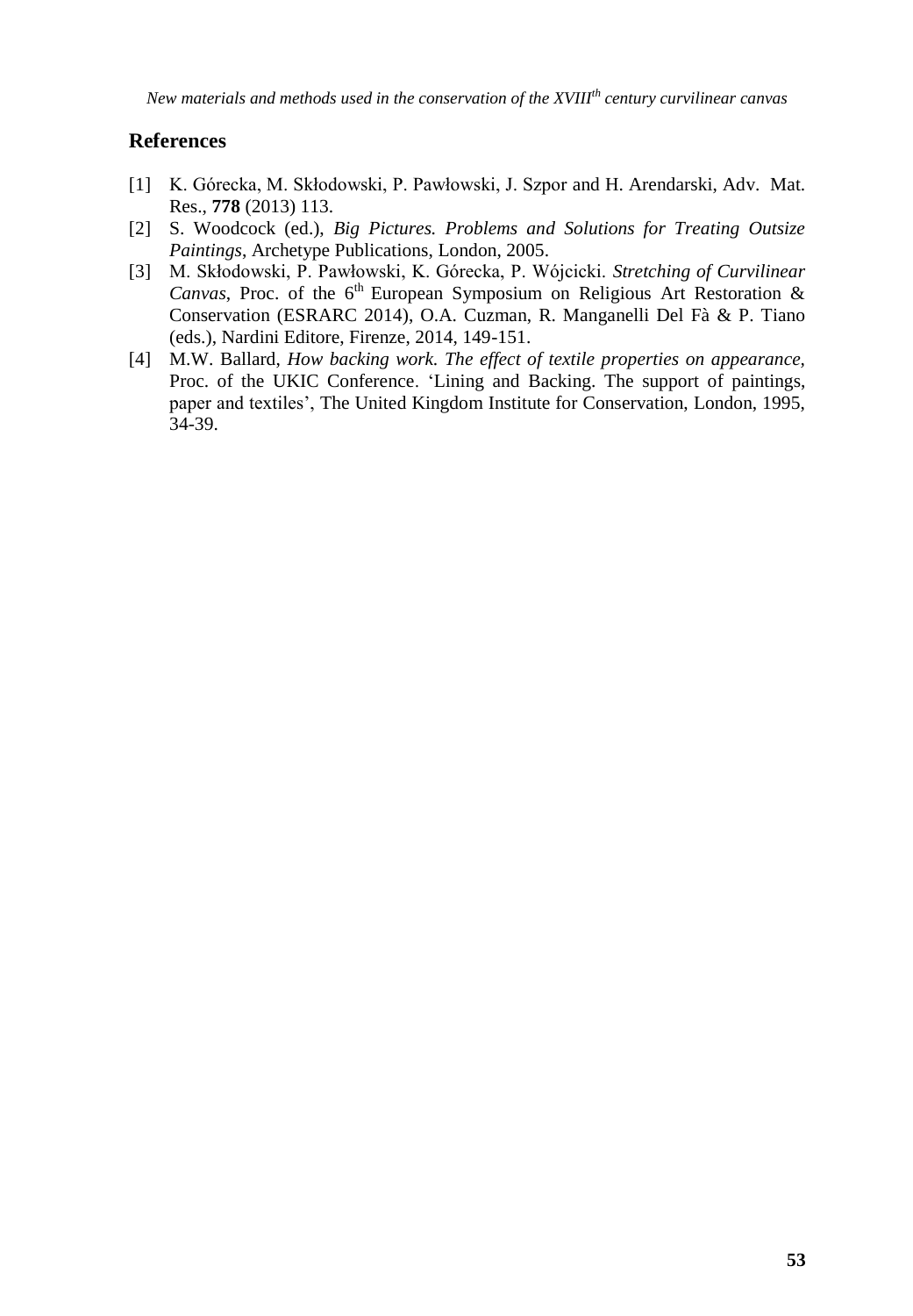## References

[1] K. Górecka, M. Skłodowski, P. Pawłowski, J. Szpor and H. Arendarski, Adv. Mat. Res., **778** (2013) 113.

[2] S. Woodcock (ed.), *Big Pictures. Problems and Solutions for Treating Outsize Paintings*, Archetype Publications, London, 2005.

[3] M. Skłodowski, P. Pawłowski, K. Górecka, P. Wójcicki. *Stretching of Curvilinear Canvas*, Proc. of the 6th European Symposium on Religious Art Restoration & Conservation (ESRARC 2014), O.A. Cuzman, R. Manganelli Del Fà & P. Tiano (eds.), Nardini Editore, Firenze, 2014, 149-151.

[4] M.W. Ballard, *How backing work. The effect of textile properties on appearance*, Proc. of the UKIC Conference. 'Lining and Backing. The support of paintings, paper and textiles', The United Kingdom Institute for Conservation, London, 1995, 34-39.